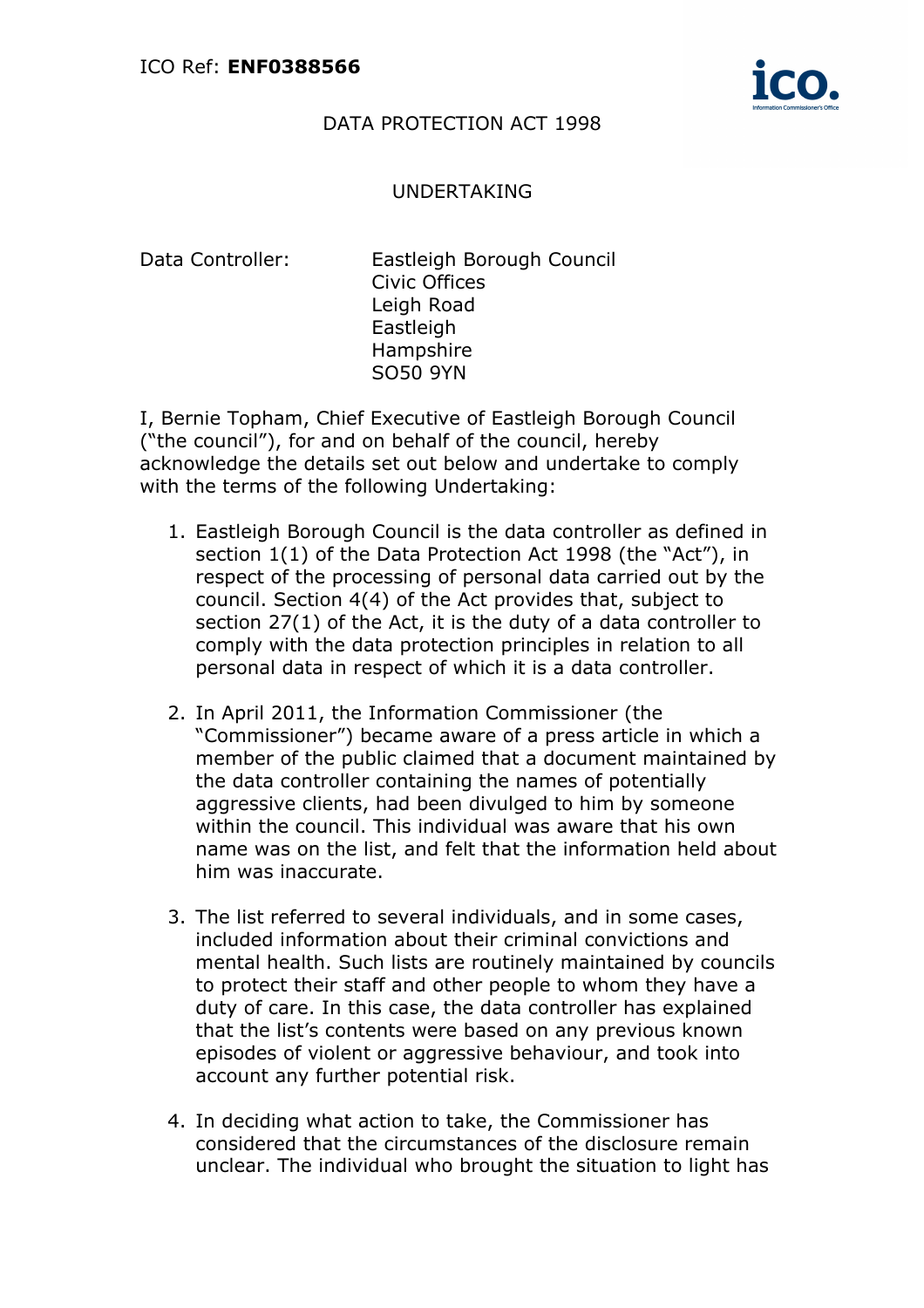ICO Ref: **ENF0388566**

DATA PROTECTION ACT 1998

UNDERTAKING

Data Controller: Eastleigh Borough Council
Civic Offices
Leigh Road
Eastleigh
Hampshire
SO50 9YN

I, Bernie Topham, Chief Executive of Eastleigh Borough Council ("the council"), for and on behalf of the council, hereby acknowledge the details set out below and undertake to comply with the terms of the following Undertaking:

1. Eastleigh Borough Council is the data controller as defined in section 1(1) of the Data Protection Act 1998 (the "Act"), in respect of the processing of personal data carried out by the council. Section 4(4) of the Act provides that, subject to section 27(1) of the Act, it is the duty of a data controller to comply with the data protection principles in relation to all personal data in respect of which it is a data controller.

2. In April 2011, the Information Commissioner (the "Commissioner") became aware of a press article in which a member of the public claimed that a document maintained by the data controller containing the names of potentially aggressive clients, had been divulged to him by someone within the council. This individual was aware that his own name was on the list, and felt that the information held about him was inaccurate.

3. The list referred to several individuals, and in some cases, included information about their criminal convictions and mental health. Such lists are routinely maintained by councils to protect their staff and other people to whom they have a duty of care. In this case, the data controller has explained that the list's contents were based on any previous known episodes of violent or aggressive behaviour, and took into account any further potential risk.

4. In deciding what action to take, the Commissioner has considered that the circumstances of the disclosure remain unclear. The individual who brought the situation to light has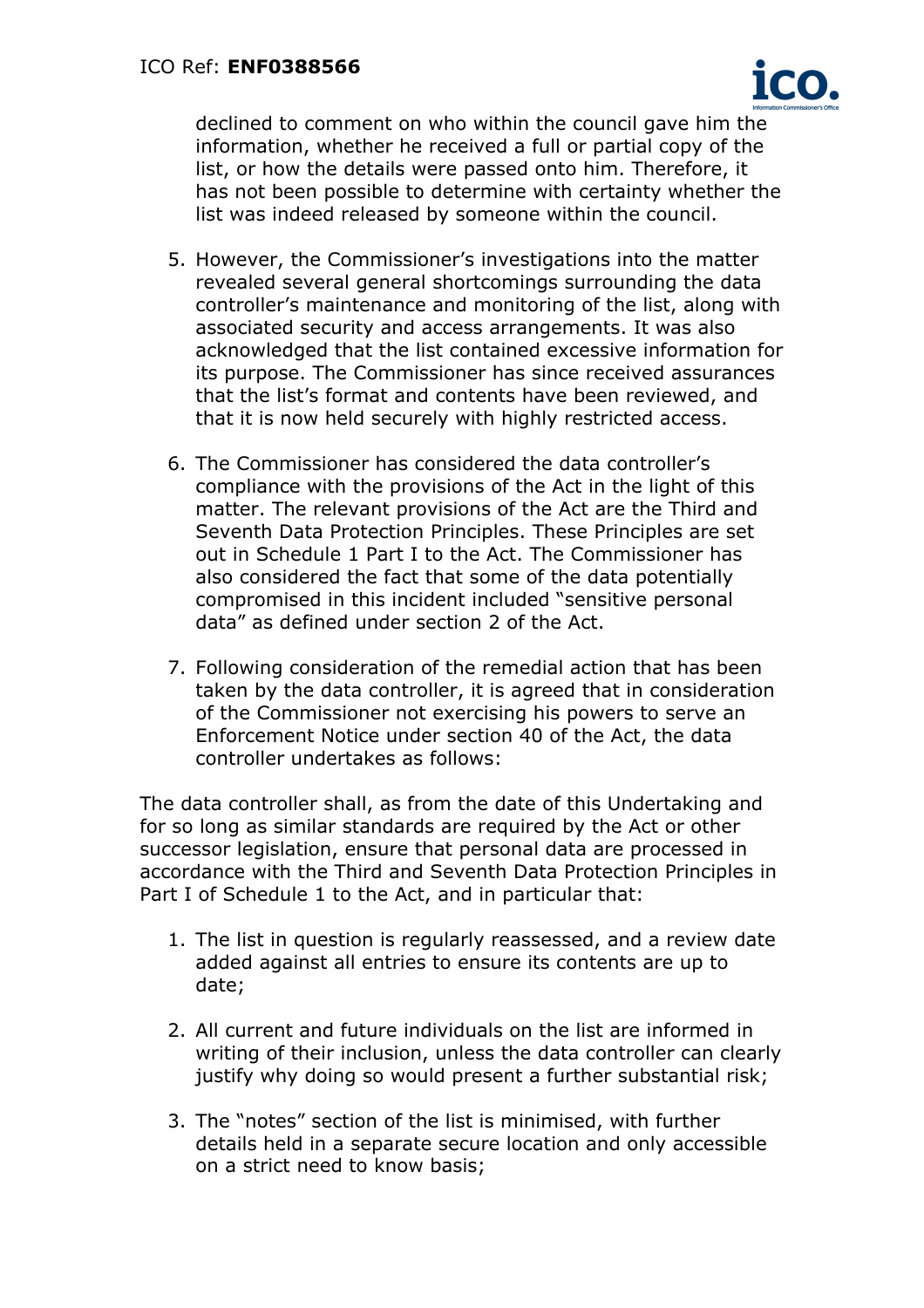declined to comment on who within the council gave him the information, whether he received a full or partial copy of the list, or how the details were passed onto him. Therefore, it has not been possible to determine with certainty whether the list was indeed released by someone within the council.

5. However, the Commissioner's investigations into the matter revealed several general shortcomings surrounding the data controller's maintenance and monitoring of the list, along with associated security and access arrangements. It was also acknowledged that the list contained excessive information for its purpose. The Commissioner has since received assurances that the list's format and contents have been reviewed, and that it is now held securely with highly restricted access.

6. The Commissioner has considered the data controller's compliance with the provisions of the Act in the light of this matter. The relevant provisions of the Act are the Third and Seventh Data Protection Principles. These Principles are set out in Schedule 1 Part I to the Act. The Commissioner has also considered the fact that some of the data potentially compromised in this incident included "sensitive personal data" as defined under section 2 of the Act.

7. Following consideration of the remedial action that has been taken by the data controller, it is agreed that in consideration of the Commissioner not exercising his powers to serve an Enforcement Notice under section 40 of the Act, the data controller undertakes as follows:

The data controller shall, as from the date of this Undertaking and for so long as similar standards are required by the Act or other successor legislation, ensure that personal data are processed in accordance with the Third and Seventh Data Protection Principles in Part I of Schedule 1 to the Act, and in particular that:

1. The list in question is regularly reassessed, and a review date added against all entries to ensure its contents are up to date;

2. All current and future individuals on the list are informed in writing of their inclusion, unless the data controller can clearly justify why doing so would present a further substantial risk;

3. The "notes" section of the list is minimised, with further details held in a separate secure location and only accessible on a strict need to know basis;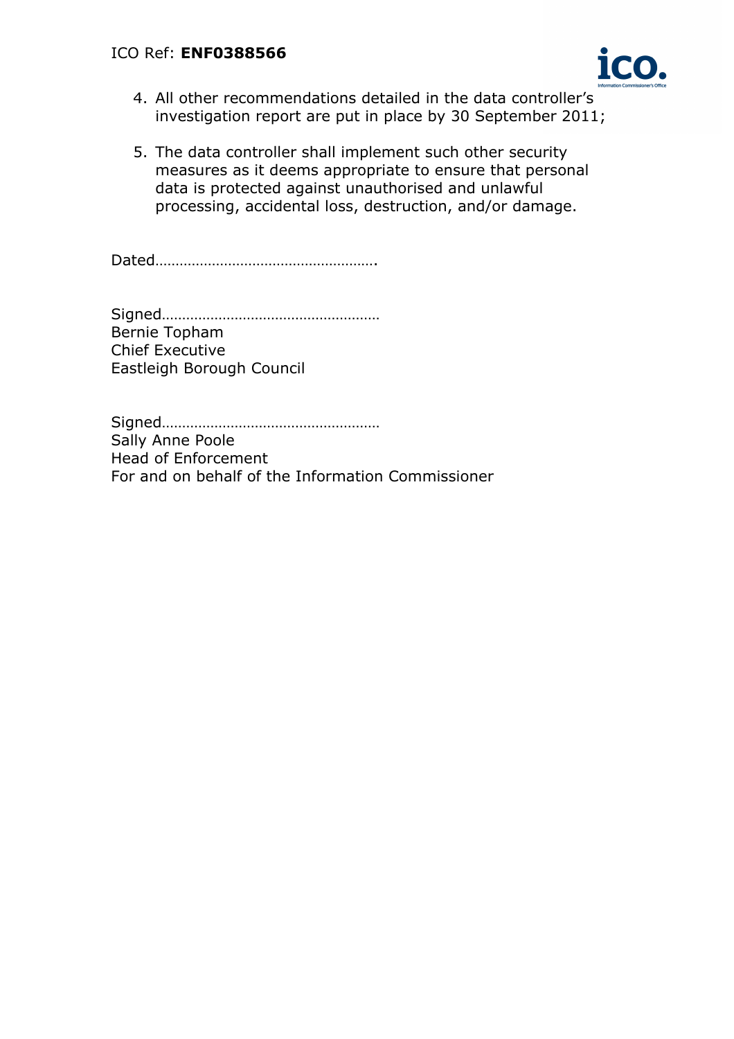4. All other recommendations detailed in the data controller's investigation report are put in place by 30 September 2011;

5. The data controller shall implement such other security measures as it deems appropriate to ensure that personal data is protected against unauthorised and unlawful processing, accidental loss, destruction, and/or damage.

Dated…………………………………………….

Signed……………………………………………
Bernie Topham
Chief Executive
Eastleigh Borough Council

Signed……………………………………………
Sally Anne Poole
Head of Enforcement
For and on behalf of the Information Commissioner